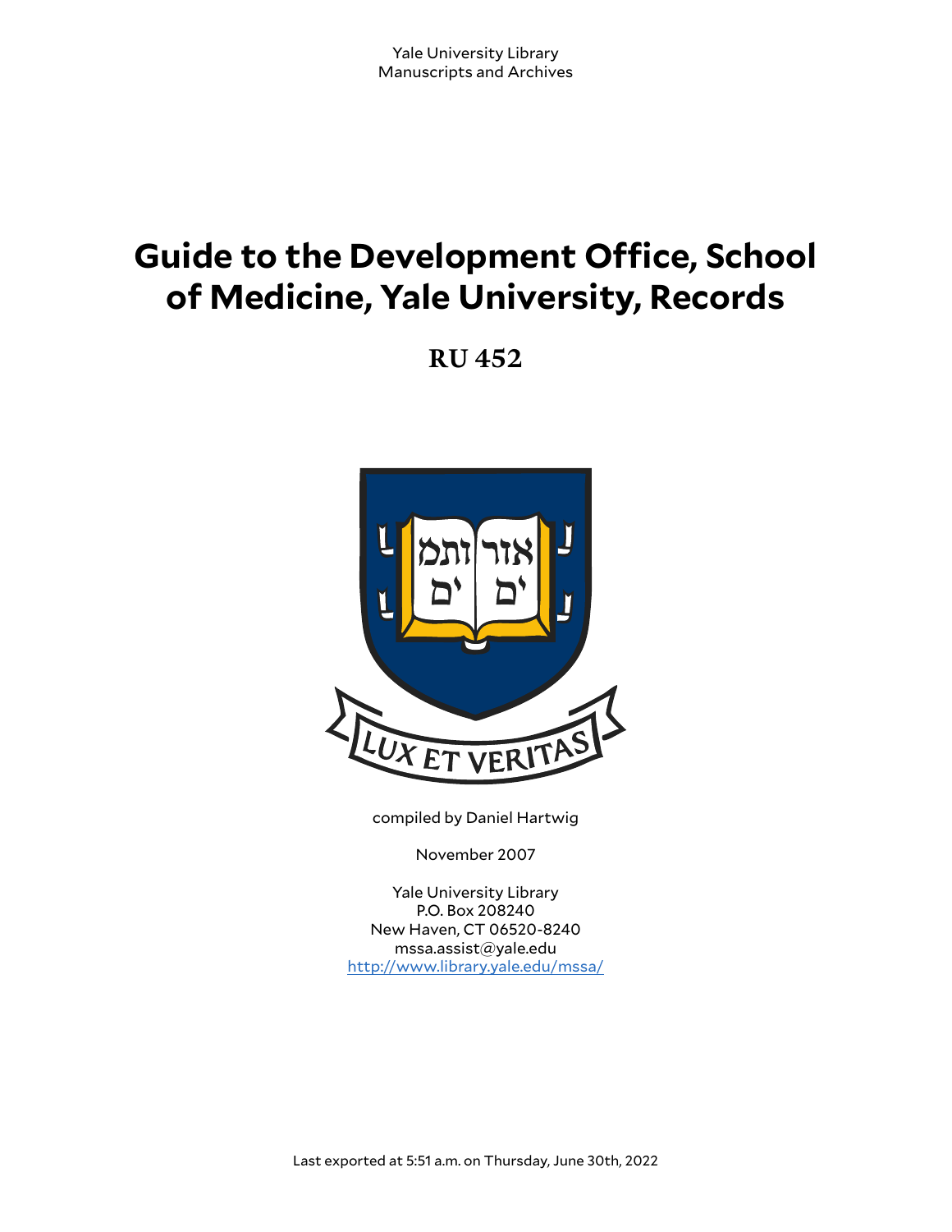Yale University Library
Manuscripts and Archives

# Guide to the Development Office, School of Medicine, Yale University, Records

## RU 452

compiled by Daniel Hartwig

November 2007

Yale University Library
P.O. Box 208240
New Haven, CT 06520-8240
mssa.assist@yale.edu
http://www.library.yale.edu/mssa/

Last exported at 5:51 a.m. on Thursday, June 30th, 2022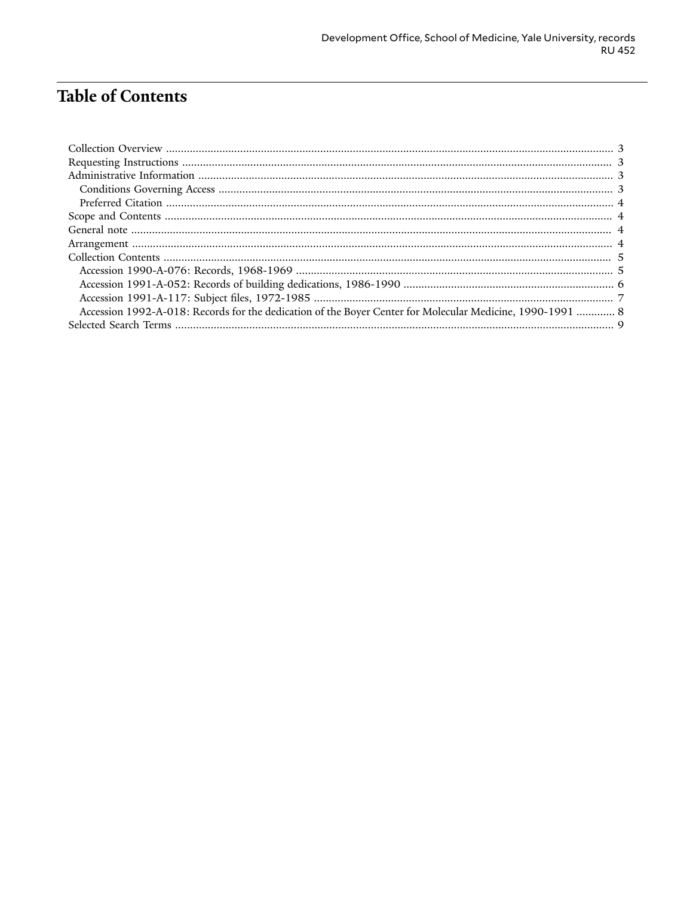# Table of Contents

- Collection Overview ..... 3
- Requesting Instructions ..... 3
- Administrative Information ..... 3
  - Conditions Governing Access ..... 3
  - Preferred Citation ..... 4
- Scope and Contents ..... 4
- General note ..... 4
- Arrangement ..... 4
- Collection Contents ..... 5
  - Accession 1990-A-076: Records, 1968-1969 ..... 5
  - Accession 1991-A-052: Records of building dedications, 1986-1990 ..... 6
  - Accession 1991-A-117: Subject files, 1972-1985 ..... 7
  - Accession 1992-A-018: Records for the dedication of the Boyer Center for Molecular Medicine, 1990-1991 ..... 8
- Selected Search Terms ..... 9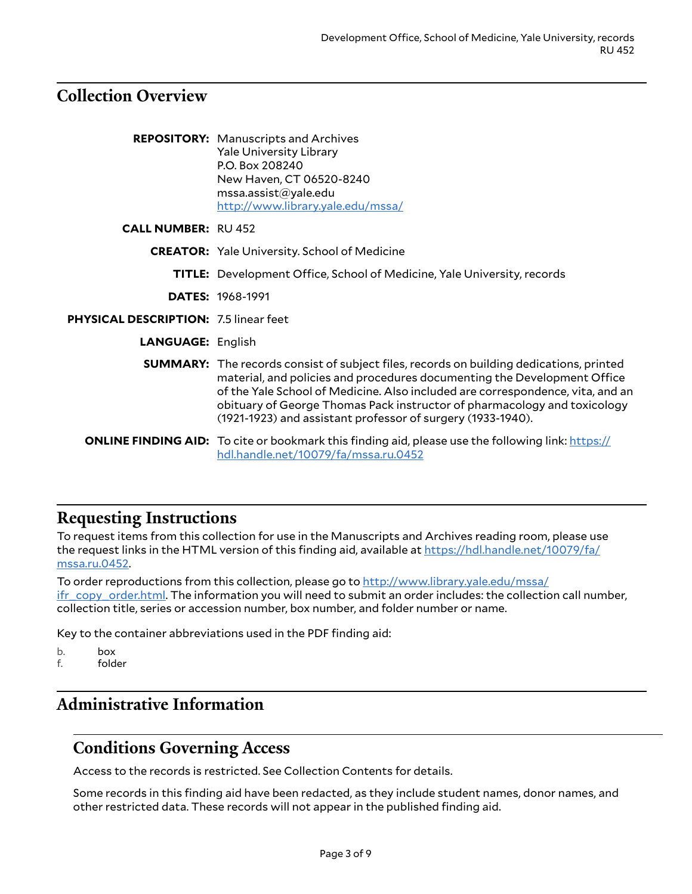## Collection Overview

**REPOSITORY:** Manuscripts and Archives
Yale University Library
P.O. Box 208240
New Haven, CT 06520-8240
mssa.assist@yale.edu
http://www.library.yale.edu/mssa/

**CALL NUMBER:** RU 452

**CREATOR:** Yale University. School of Medicine

**TITLE:** Development Office, School of Medicine, Yale University, records

**DATES:** 1968-1991

**PHYSICAL DESCRIPTION:** 7.5 linear feet

**LANGUAGE:** English

**SUMMARY:** The records consist of subject files, records on building dedications, printed material, and policies and procedures documenting the Development Office of the Yale School of Medicine. Also included are correspondence, vita, and an obituary of George Thomas Pack instructor of pharmacology and toxicology (1921-1923) and assistant professor of surgery (1933-1940).

**ONLINE FINDING AID:** To cite or bookmark this finding aid, please use the following link: https://hdl.handle.net/10079/fa/mssa.ru.0452

## Requesting Instructions

To request items from this collection for use in the Manuscripts and Archives reading room, please use the request links in the HTML version of this finding aid, available at https://hdl.handle.net/10079/fa/mssa.ru.0452.

To order reproductions from this collection, please go to http://www.library.yale.edu/mssa/ifr_copy_order.html. The information you will need to submit an order includes: the collection call number, collection title, series or accession number, box number, and folder number or name.

Key to the container abbreviations used in the PDF finding aid:

b. box
f. folder

## Administrative Information

### Conditions Governing Access

Access to the records is restricted. See Collection Contents for details.

Some records in this finding aid have been redacted, as they include student names, donor names, and other restricted data. These records will not appear in the published finding aid.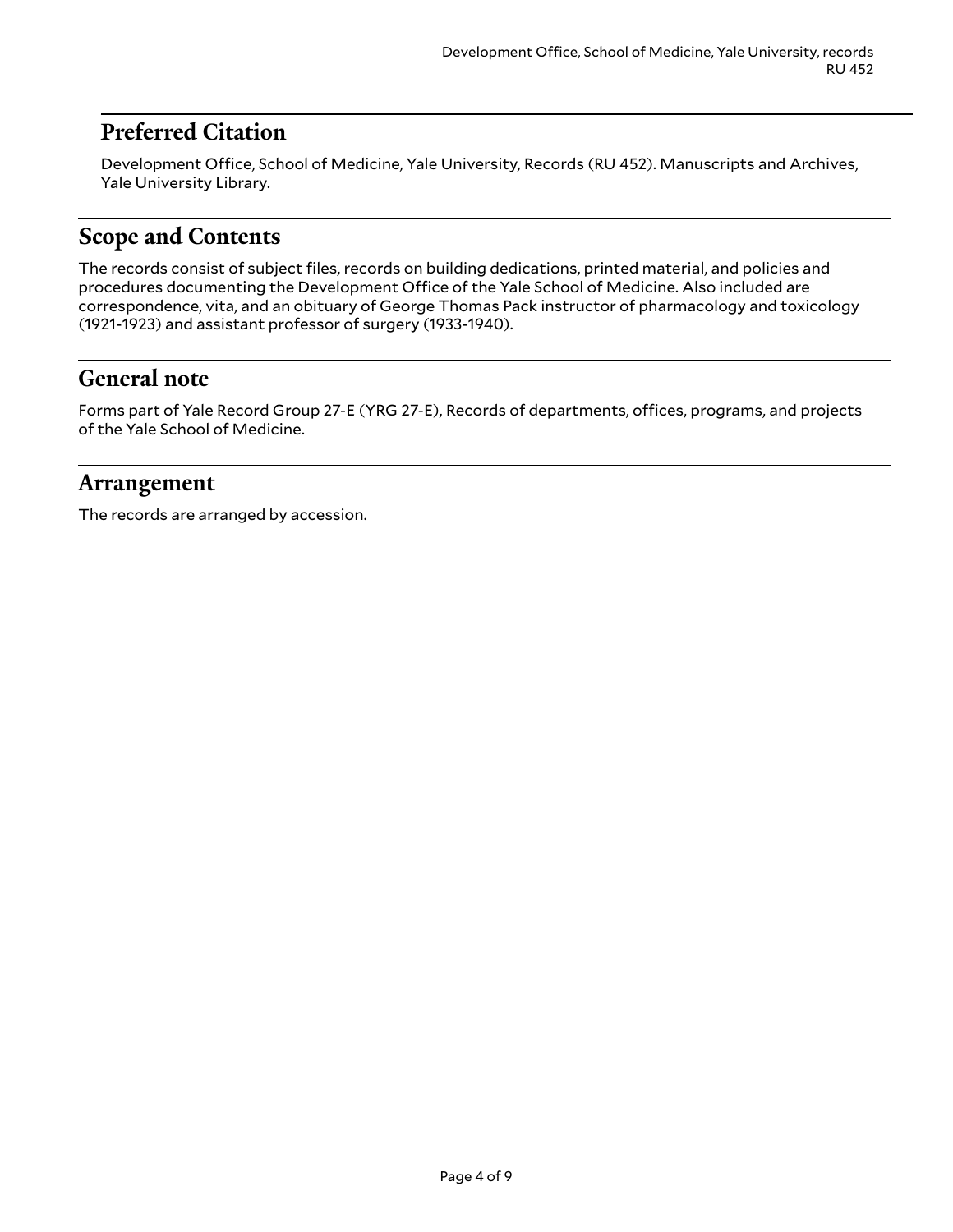## Preferred Citation

Development Office, School of Medicine, Yale University, Records (RU 452). Manuscripts and Archives, Yale University Library.

## Scope and Contents

The records consist of subject files, records on building dedications, printed material, and policies and procedures documenting the Development Office of the Yale School of Medicine. Also included are correspondence, vita, and an obituary of George Thomas Pack instructor of pharmacology and toxicology (1921-1923) and assistant professor of surgery (1933-1940).

## General note

Forms part of Yale Record Group 27-E (YRG 27-E), Records of departments, offices, programs, and projects of the Yale School of Medicine.

## Arrangement

The records are arranged by accession.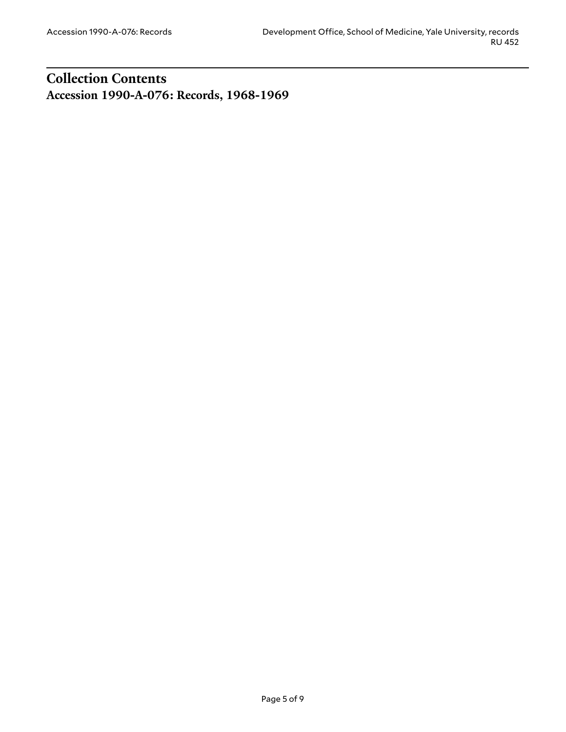# Collection Contents

## Accession 1990-A-076: Records, 1968-1969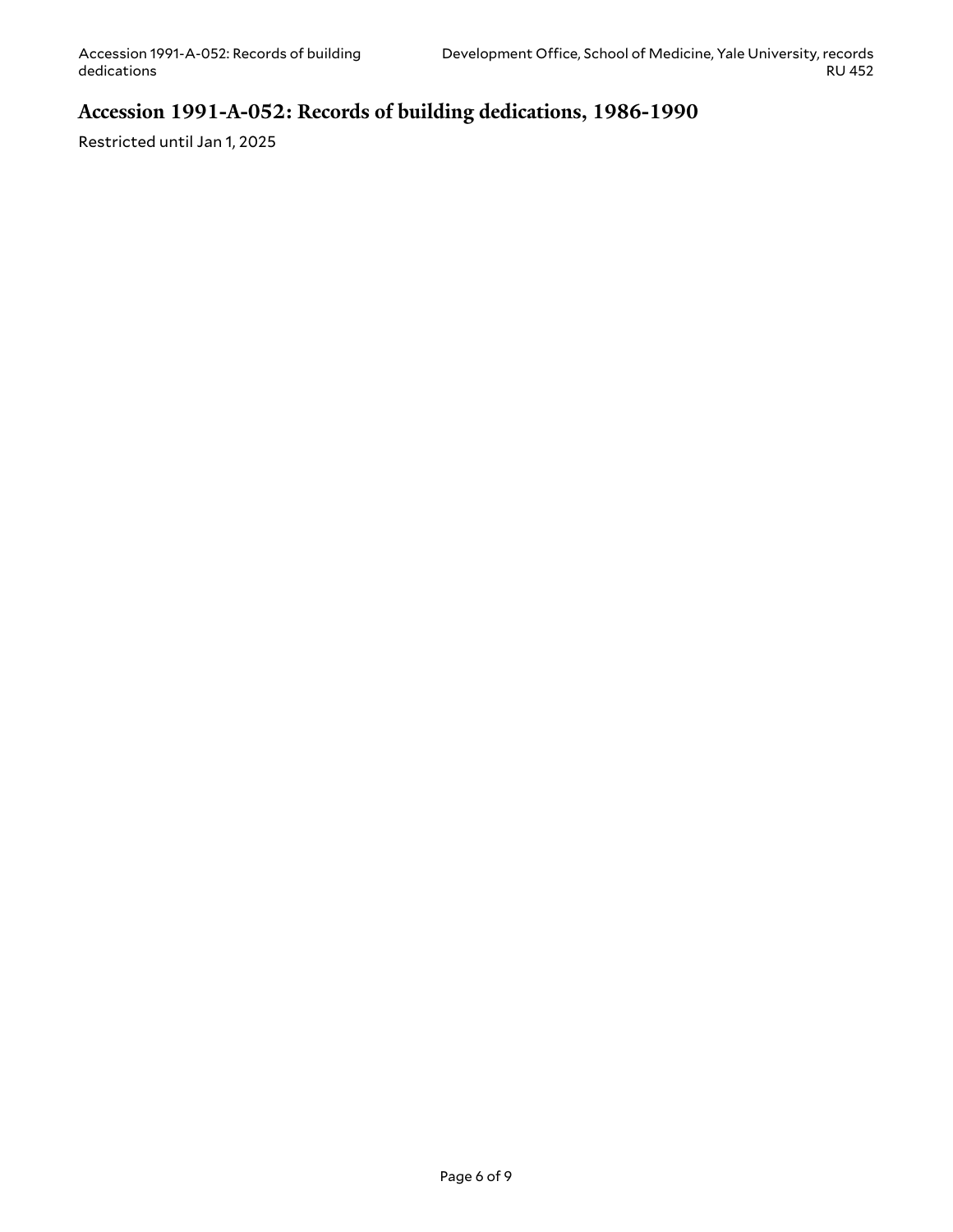## Accession 1991-A-052: Records of building dedications, 1986-1990

Restricted until Jan 1, 2025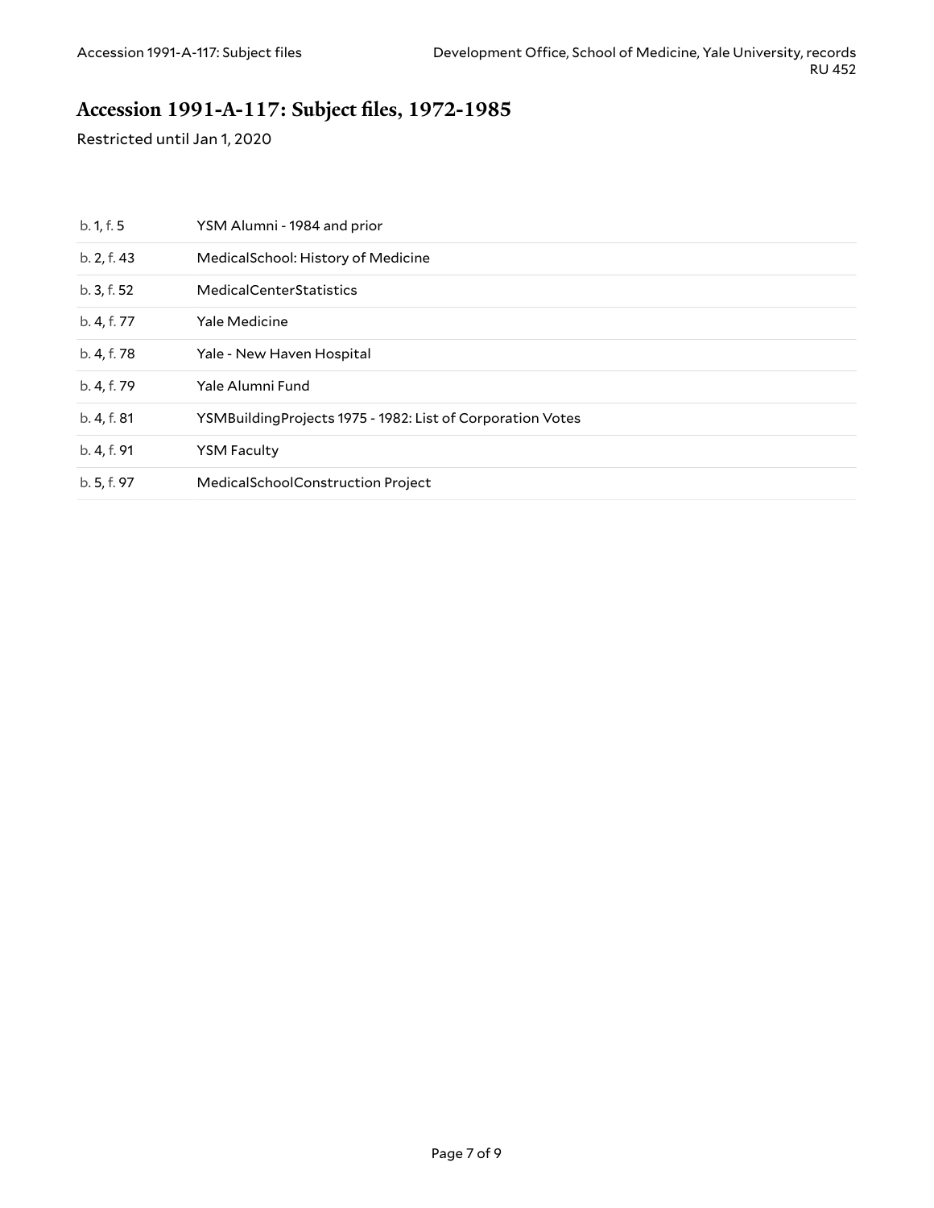## Accession 1991-A-117: Subject files, 1972-1985

Restricted until Jan 1, 2020

| | |
|---|---|
| b. 1, f. 5 | YSM Alumni - 1984 and prior |
| b. 2, f. 43 | MedicalSchool: History of Medicine |
| b. 3, f. 52 | MedicalCenterStatistics |
| b. 4, f. 77 | Yale Medicine |
| b. 4, f. 78 | Yale - New Haven Hospital |
| b. 4, f. 79 | Yale Alumni Fund |
| b. 4, f. 81 | YSMBuildingProjects 1975 - 1982: List of Corporation Votes |
| b. 4, f. 91 | YSM Faculty |
| b. 5, f. 97 | MedicalSchoolConstruction Project |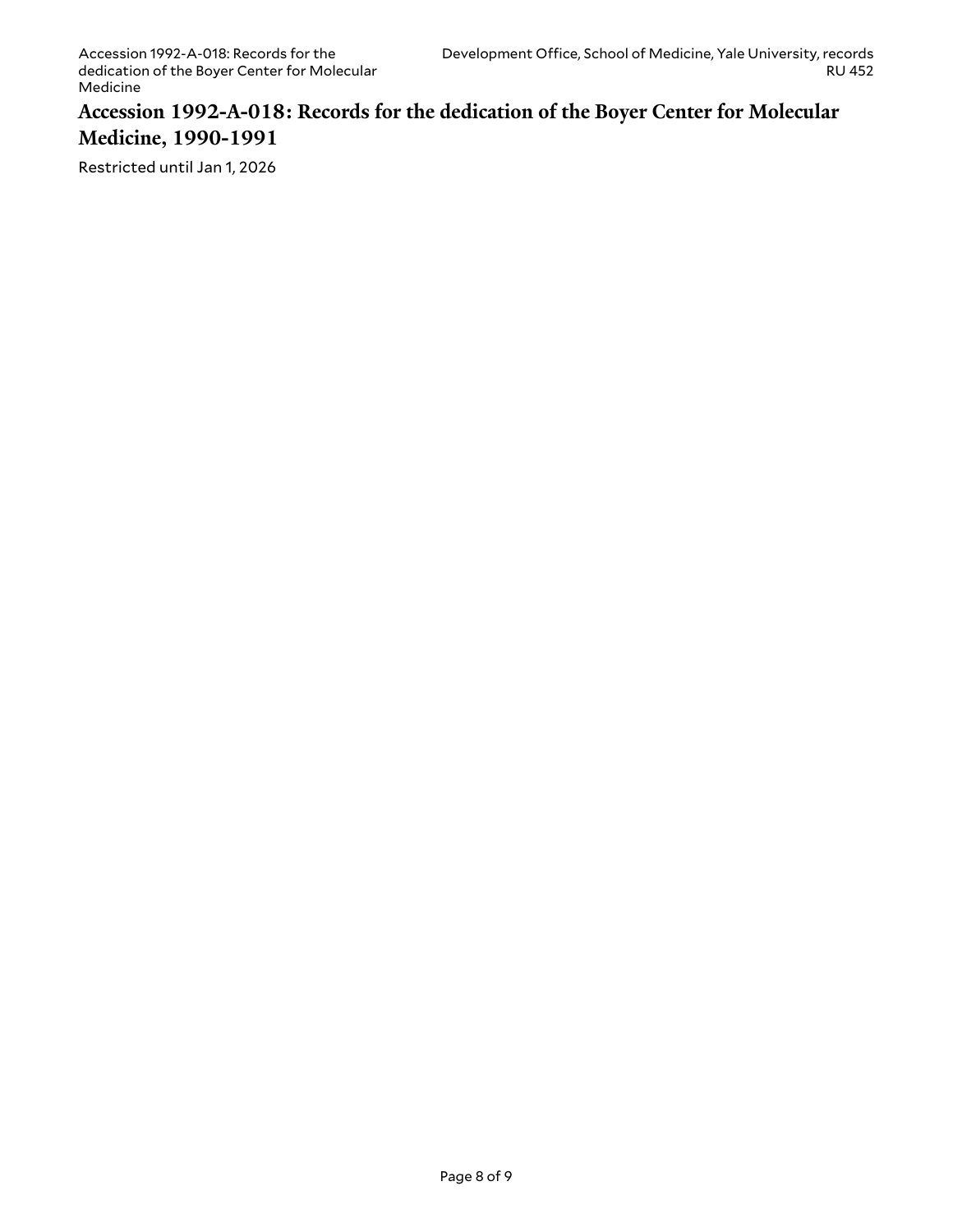## Accession 1992-A-018: Records for the dedication of the Boyer Center for Molecular Medicine, 1990-1991

Restricted until Jan 1, 2026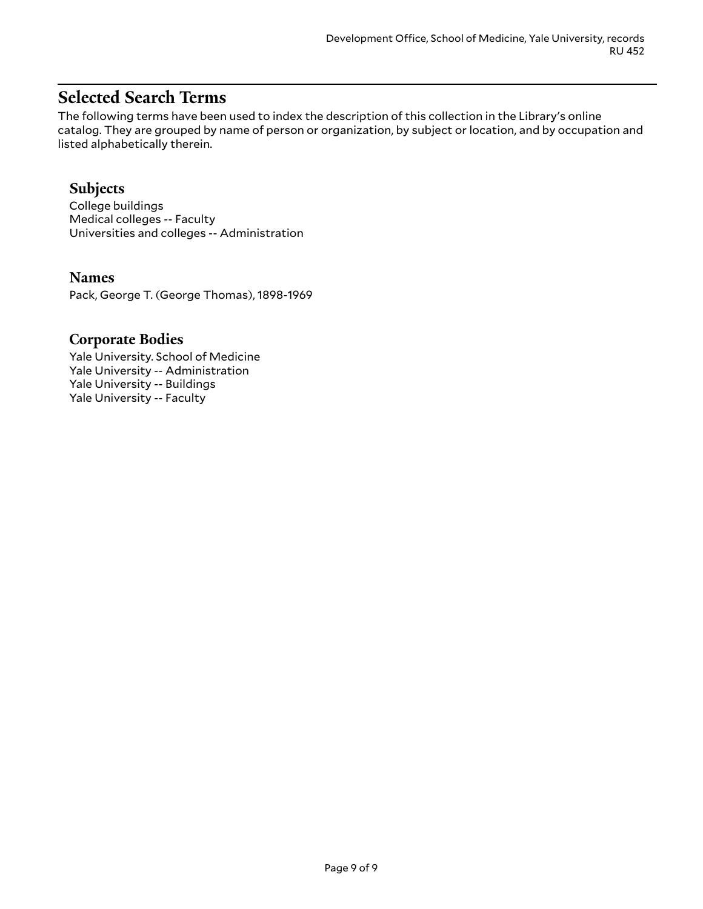## Selected Search Terms

The following terms have been used to index the description of this collection in the Library's online catalog. They are grouped by name of person or organization, by subject or location, and by occupation and listed alphabetically therein.

### Subjects

College buildings
Medical colleges -- Faculty
Universities and colleges -- Administration

### Names

Pack, George T. (George Thomas), 1898-1969

### Corporate Bodies

Yale University. School of Medicine
Yale University -- Administration
Yale University -- Buildings
Yale University -- Faculty